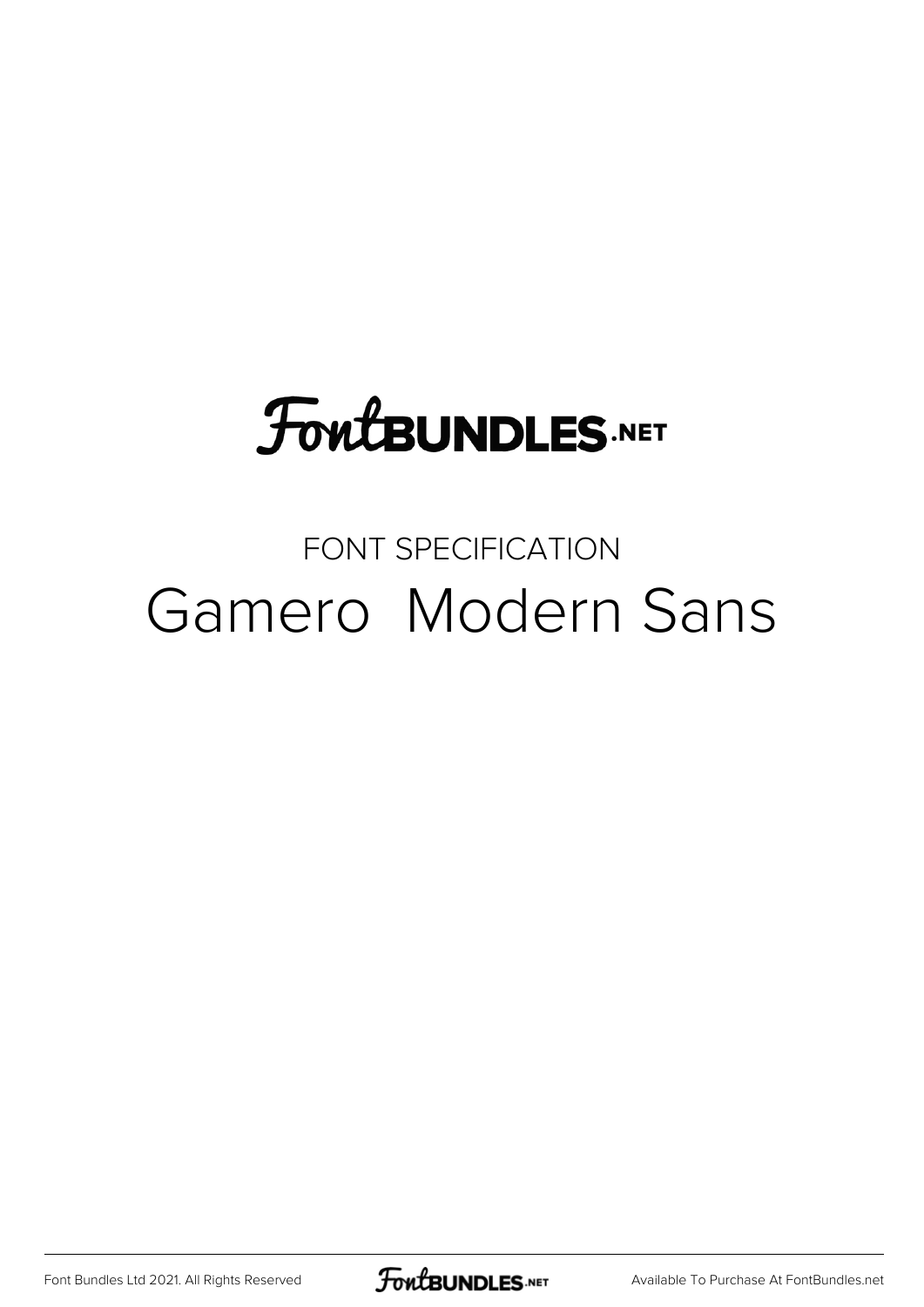# FontBUNDLES.NET

FONT SPECIFICATION

## Gamero  Modern Sans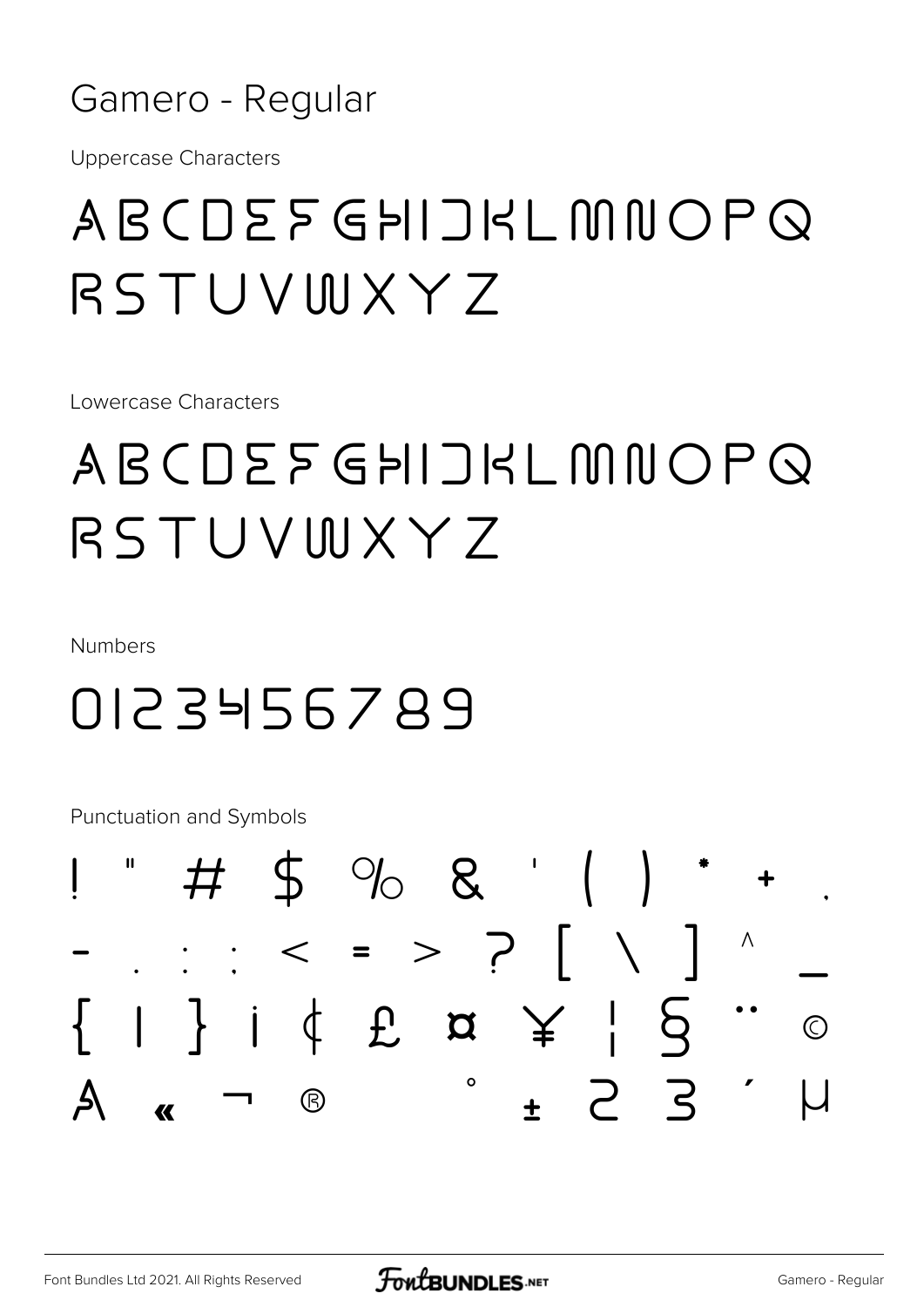# Gamero - Regular

Uppercase Characters

ABCDEFGHIJKLMNOPQ
RSTUVWXYZ

Lowercase Characters

ABCDEFGHIJKLMNOPQ
RSTUVWXYZ

Numbers

0123456789

Punctuation and Symbols

! " # $ % & ' ( ) * + ,
- . : ; < = > ? [ \ ] ^ _
{ | } ¡ ¢ £ ¤ ¥ ¦ § ¨ ©
ª « ¬ ® ° ± ² ³ ´ µ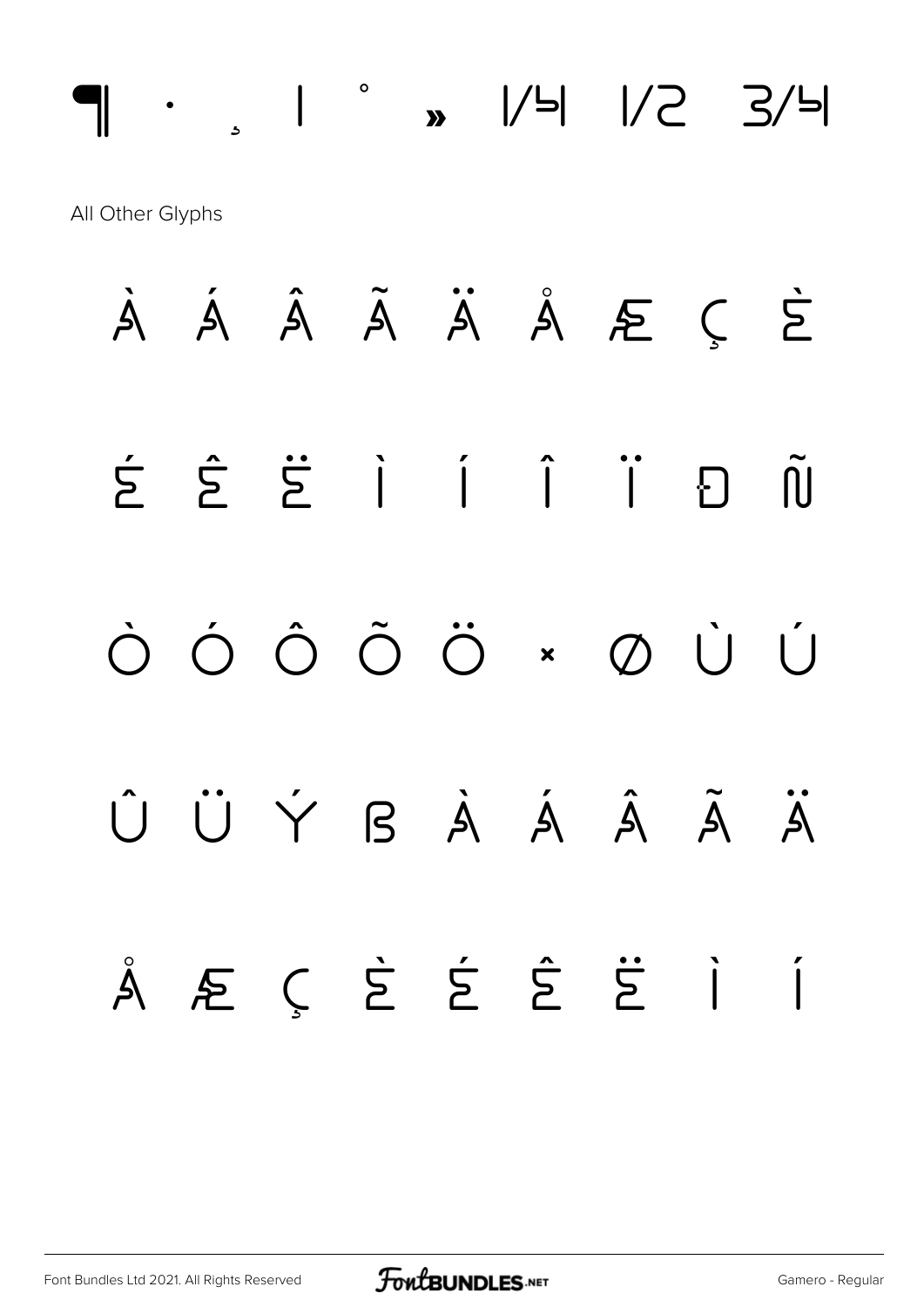¶ · ¸ ¹ º » ¼ ½ ¾

All Other Glyphs

À Á Â Ã Ä Å Æ Ç È

É Ê Ë Ì Í Î Ï Ð Ñ

Ò Ó Ô Õ Ö × Ø Ù Ú

Û Ü Ý ß à á â ã ä

å æ ç è é ê ë ì í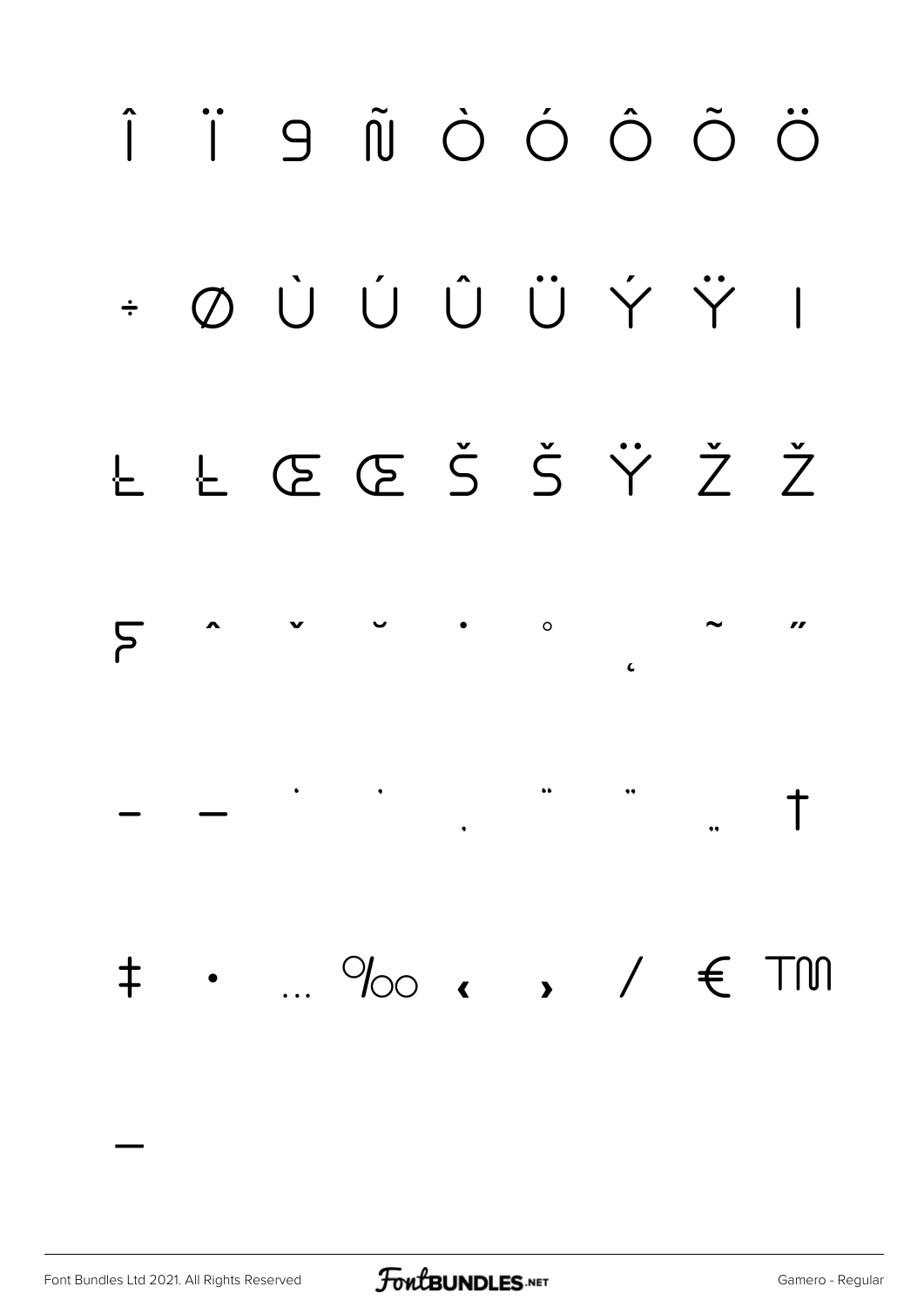Î Ï ĝ Ñ Ò Ó Ô Õ Ö

÷ Ø Ù Ú Û Ü Ý Ÿ ı

Ł ł Œ œ Š š Ÿ Ž ž

ƒ ˆ ˇ ˘ ˙ ˚ ˛ ˜ ˝

– — ‘ ’ ‚ “ ” „ †

‡ • … ‰ ‹ › ⁄ € ™

−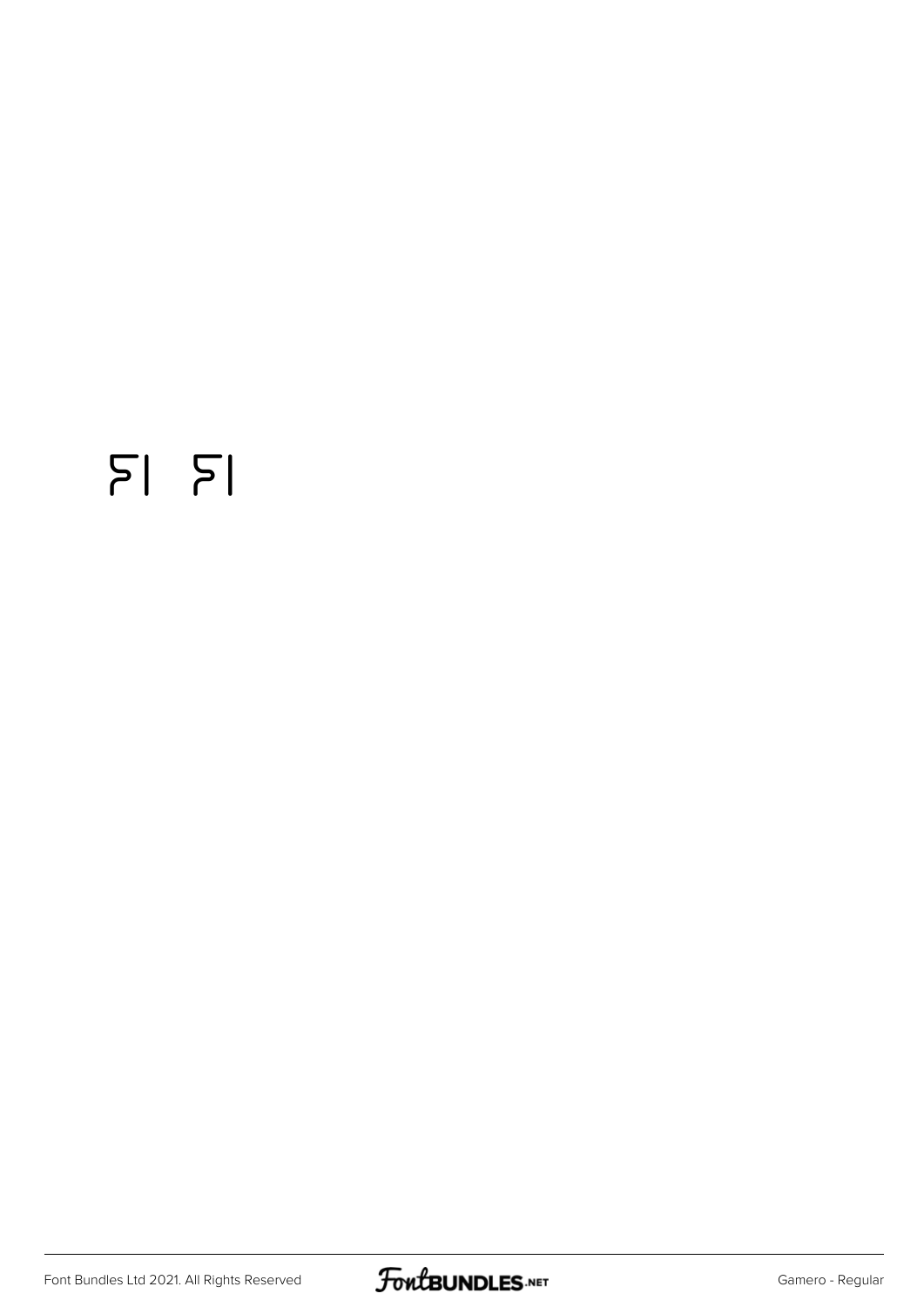FI FI